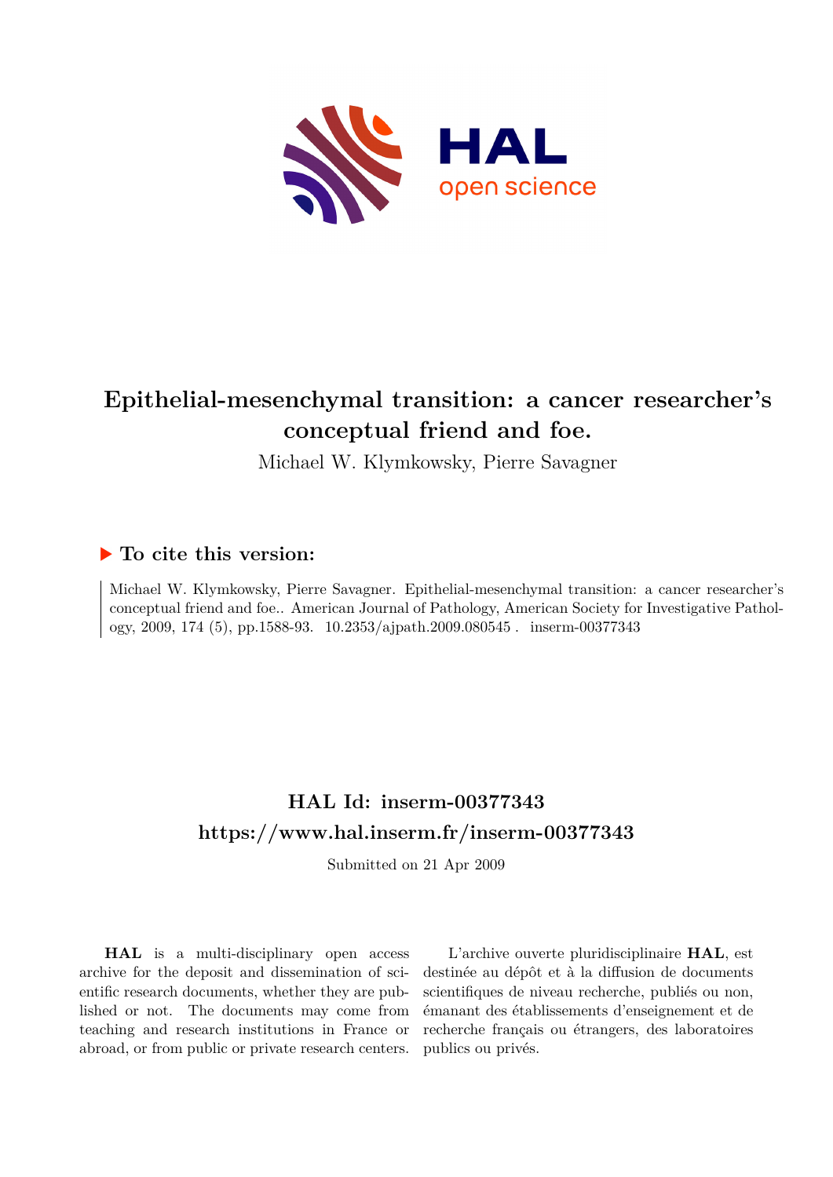# Epithelial-mesenchymal transition: a cancer researcher's conceptual friend and foe.

Michael W. Klymkowsky, Pierre Savagner

## ▶ To cite this version:

Michael W. Klymkowsky, Pierre Savagner. Epithelial-mesenchymal transition: a cancer researcher's conceptual friend and foe.. American Journal of Pathology, American Society for Investigative Pathology, 2009, 174 (5), pp.1588-93. 10.2353/ajpath.2009.080545 . inserm-00377343

## HAL Id: inserm-00377343
## https://www.hal.inserm.fr/inserm-00377343

Submitted on 21 Apr 2009

**HAL** is a multi-disciplinary open access archive for the deposit and dissemination of scientific research documents, whether they are published or not. The documents may come from teaching and research institutions in France or abroad, or from public or private research centers.

L'archive ouverte pluridisciplinaire **HAL**, est destinée au dépôt et à la diffusion de documents scientifiques de niveau recherche, publiés ou non, émanant des établissements d'enseignement et de recherche français ou étrangers, des laboratoires publics ou privés.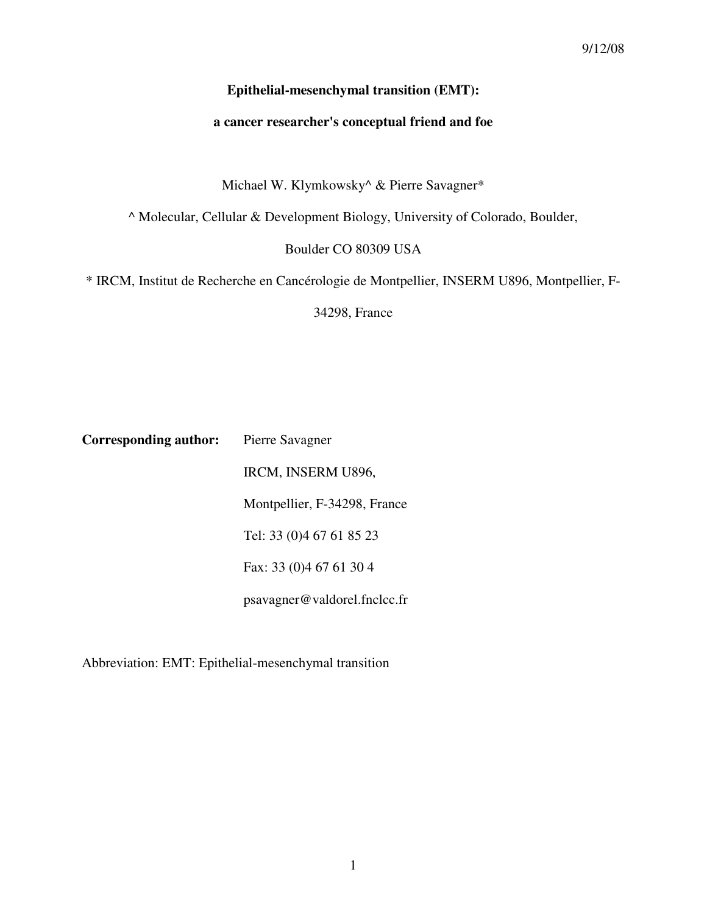9/12/08

**Epithelial-mesenchymal transition (EMT):**

**a cancer researcher's conceptual friend and foe**

Michael W. Klymkowsky^ & Pierre Savagner*

^ Molecular, Cellular & Development Biology, University of Colorado, Boulder, Boulder CO 80309 USA

* IRCM, Institut de Recherche en Cancérologie de Montpellier, INSERM U896, Montpellier, F-34298, France

**Corresponding author:** Pierre Savagner

IRCM, INSERM U896,

Montpellier, F-34298, France

Tel: 33 (0)4 67 61 85 23

Fax: 33 (0)4 67 61 30 4

psavagner@valdorel.fnclcc.fr

Abbreviation: EMT: Epithelial-mesenchymal transition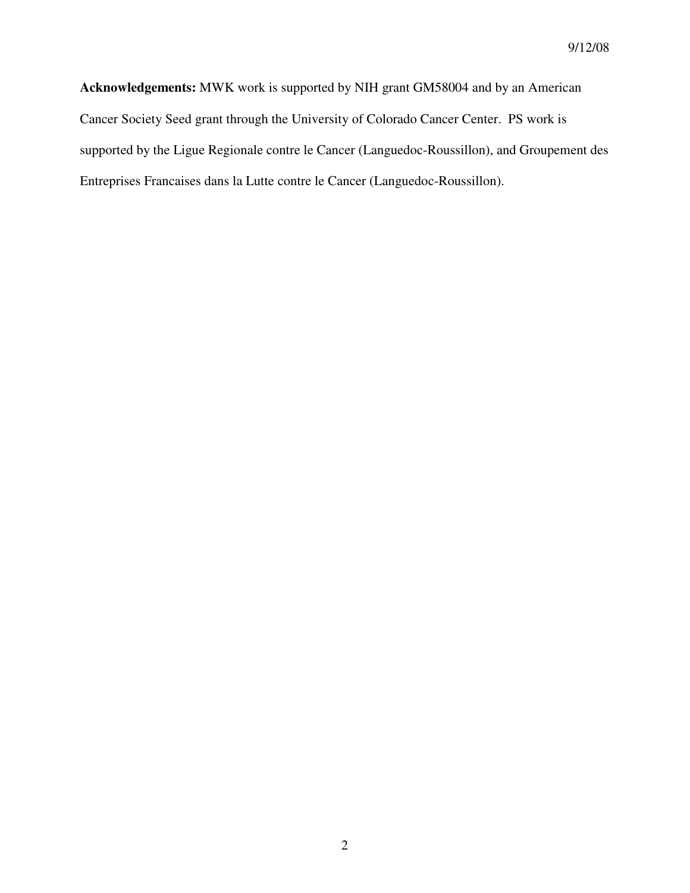**Acknowledgements:** MWK work is supported by NIH grant GM58004 and by an American Cancer Society Seed grant through the University of Colorado Cancer Center. PS work is supported by the Ligue Regionale contre le Cancer (Languedoc-Roussillon), and Groupement des Entreprises Francaises dans la Lutte contre le Cancer (Languedoc-Roussillon).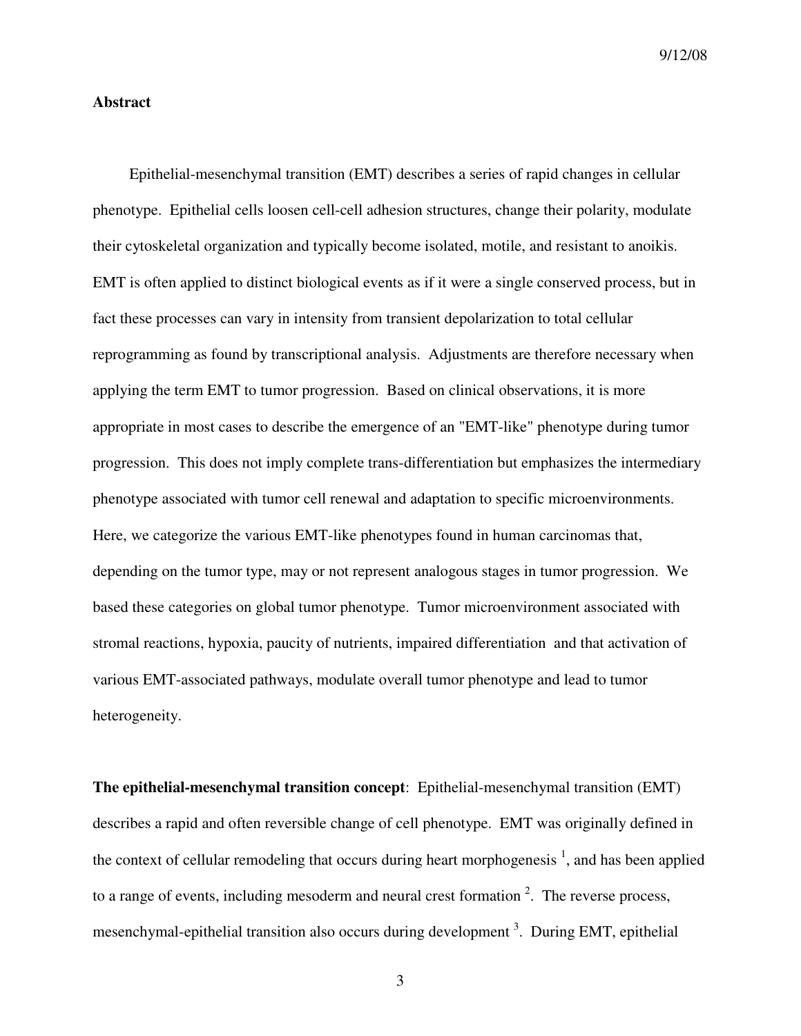## Abstract

Epithelial-mesenchymal transition (EMT) describes a series of rapid changes in cellular phenotype. Epithelial cells loosen cell-cell adhesion structures, change their polarity, modulate their cytoskeletal organization and typically become isolated, motile, and resistant to anoikis. EMT is often applied to distinct biological events as if it were a single conserved process, but in fact these processes can vary in intensity from transient depolarization to total cellular reprogramming as found by transcriptional analysis. Adjustments are therefore necessary when applying the term EMT to tumor progression. Based on clinical observations, it is more appropriate in most cases to describe the emergence of an "EMT-like" phenotype during tumor progression. This does not imply complete trans-differentiation but emphasizes the intermediary phenotype associated with tumor cell renewal and adaptation to specific microenvironments. Here, we categorize the various EMT-like phenotypes found in human carcinomas that, depending on the tumor type, may or not represent analogous stages in tumor progression. We based these categories on global tumor phenotype. Tumor microenvironment associated with stromal reactions, hypoxia, paucity of nutrients, impaired differentiation and that activation of various EMT-associated pathways, modulate overall tumor phenotype and lead to tumor heterogeneity.

**The epithelial-mesenchymal transition concept**: Epithelial-mesenchymal transition (EMT) describes a rapid and often reversible change of cell phenotype. EMT was originally defined in the context of cellular remodeling that occurs during heart morphogenesis [1], and has been applied to a range of events, including mesoderm and neural crest formation [2]. The reverse process, mesenchymal-epithelial transition also occurs during development [3]. During EMT, epithelial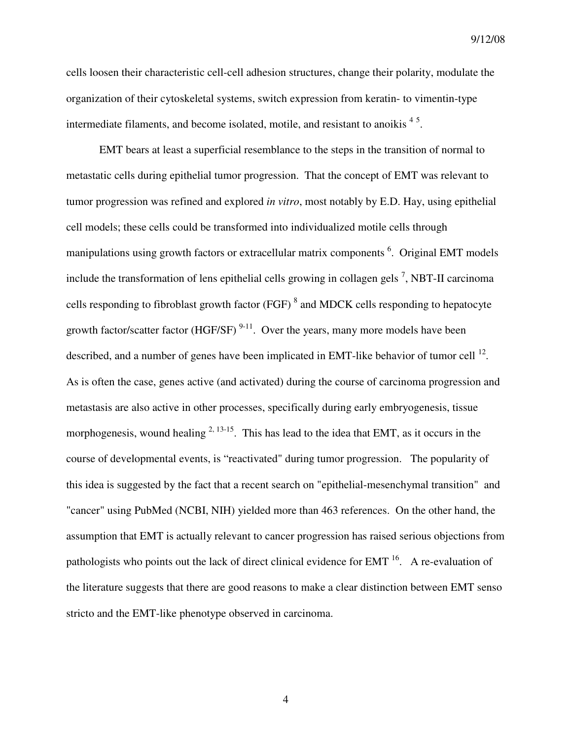cells loosen their characteristic cell-cell adhesion structures, change their polarity, modulate the organization of their cytoskeletal systems, switch expression from keratin- to vimentin-type intermediate filaments, and become isolated, motile, and resistant to anoikis [4 5].

EMT bears at least a superficial resemblance to the steps in the transition of normal to metastatic cells during epithelial tumor progression. That the concept of EMT was relevant to tumor progression was refined and explored *in vitro*, most notably by E.D. Hay, using epithelial cell models; these cells could be transformed into individualized motile cells through manipulations using growth factors or extracellular matrix components [6]. Original EMT models include the transformation of lens epithelial cells growing in collagen gels [7], NBT-II carcinoma cells responding to fibroblast growth factor (FGF) [8] and MDCK cells responding to hepatocyte growth factor/scatter factor (HGF/SF) [9-11]. Over the years, many more models have been described, and a number of genes have been implicated in EMT-like behavior of tumor cell [12]. As is often the case, genes active (and activated) during the course of carcinoma progression and metastasis are also active in other processes, specifically during early embryogenesis, tissue morphogenesis, wound healing [2, 13-15]. This has lead to the idea that EMT, as it occurs in the course of developmental events, is "reactivated" during tumor progression. The popularity of this idea is suggested by the fact that a recent search on "epithelial-mesenchymal transition" and "cancer" using PubMed (NCBI, NIH) yielded more than 463 references. On the other hand, the assumption that EMT is actually relevant to cancer progression has raised serious objections from pathologists who points out the lack of direct clinical evidence for EMT [16]. A re-evaluation of the literature suggests that there are good reasons to make a clear distinction between EMT senso stricto and the EMT-like phenotype observed in carcinoma.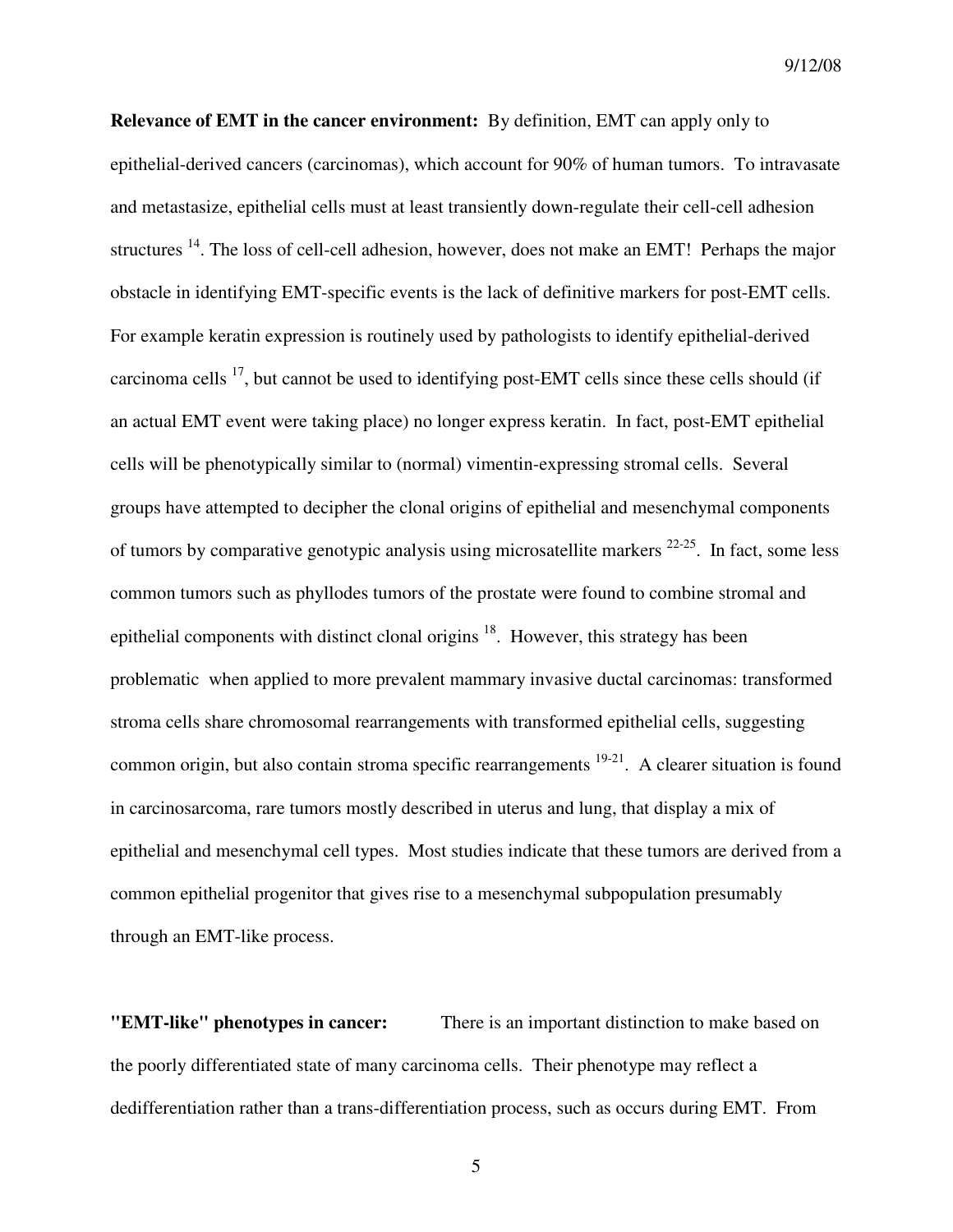**Relevance of EMT in the cancer environment:** By definition, EMT can apply only to epithelial-derived cancers (carcinomas), which account for 90% of human tumors. To intravasate and metastasize, epithelial cells must at least transiently down-regulate their cell-cell adhesion structures [14]. The loss of cell-cell adhesion, however, does not make an EMT! Perhaps the major obstacle in identifying EMT-specific events is the lack of definitive markers for post-EMT cells. For example keratin expression is routinely used by pathologists to identify epithelial-derived carcinoma cells [17], but cannot be used to identifying post-EMT cells since these cells should (if an actual EMT event were taking place) no longer express keratin. In fact, post-EMT epithelial cells will be phenotypically similar to (normal) vimentin-expressing stromal cells. Several groups have attempted to decipher the clonal origins of epithelial and mesenchymal components of tumors by comparative genotypic analysis using microsatellite markers [22-25]. In fact, some less common tumors such as phyllodes tumors of the prostate were found to combine stromal and epithelial components with distinct clonal origins [18]. However, this strategy has been problematic when applied to more prevalent mammary invasive ductal carcinomas: transformed stroma cells share chromosomal rearrangements with transformed epithelial cells, suggesting common origin, but also contain stroma specific rearrangements [19-21]. A clearer situation is found in carcinosarcoma, rare tumors mostly described in uterus and lung, that display a mix of epithelial and mesenchymal cell types. Most studies indicate that these tumors are derived from a common epithelial progenitor that gives rise to a mesenchymal subpopulation presumably through an EMT-like process.

**"EMT-like" phenotypes in cancer:** There is an important distinction to make based on the poorly differentiated state of many carcinoma cells. Their phenotype may reflect a dedifferentiation rather than a trans-differentiation process, such as occurs during EMT. From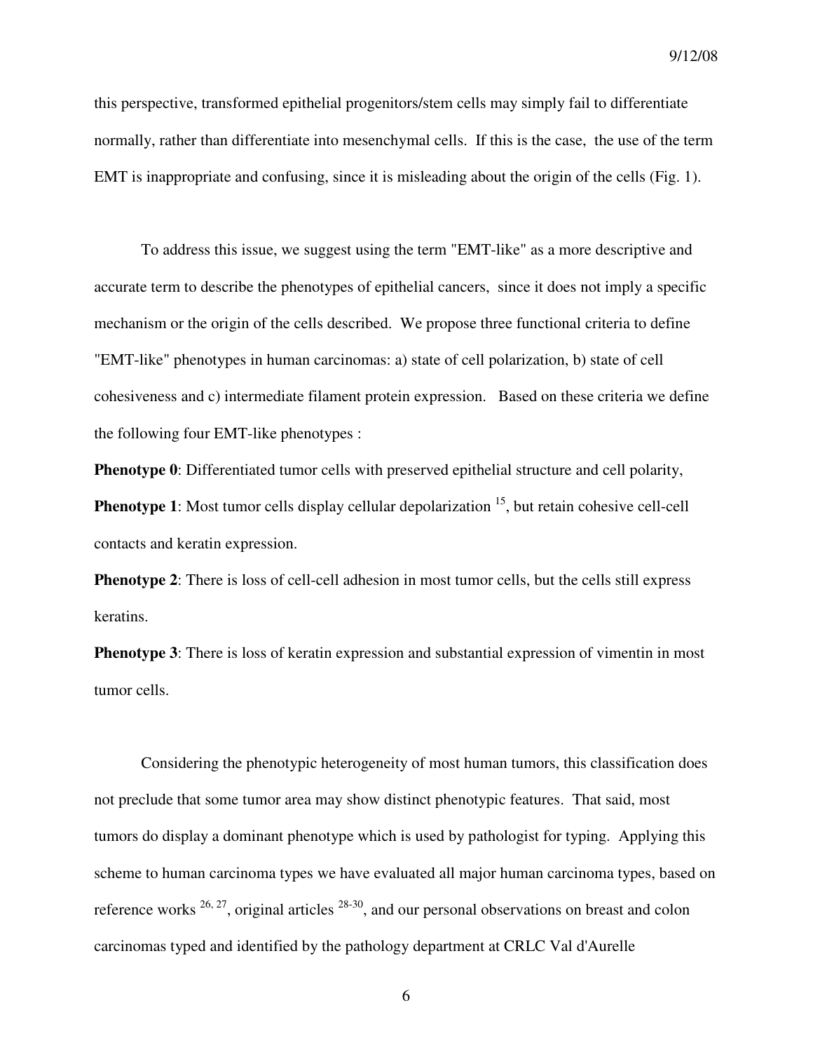this perspective, transformed epithelial progenitors/stem cells may simply fail to differentiate normally, rather than differentiate into mesenchymal cells. If this is the case, the use of the term EMT is inappropriate and confusing, since it is misleading about the origin of the cells (Fig. 1).

To address this issue, we suggest using the term "EMT-like" as a more descriptive and accurate term to describe the phenotypes of epithelial cancers, since it does not imply a specific mechanism or the origin of the cells described. We propose three functional criteria to define "EMT-like" phenotypes in human carcinomas: a) state of cell polarization, b) state of cell cohesiveness and c) intermediate filament protein expression. Based on these criteria we define the following four EMT-like phenotypes :

**Phenotype 0**: Differentiated tumor cells with preserved epithelial structure and cell polarity,

**Phenotype 1**: Most tumor cells display cellular depolarization [15], but retain cohesive cell-cell contacts and keratin expression.

**Phenotype 2**: There is loss of cell-cell adhesion in most tumor cells, but the cells still express keratins.

**Phenotype 3**: There is loss of keratin expression and substantial expression of vimentin in most tumor cells.

Considering the phenotypic heterogeneity of most human tumors, this classification does not preclude that some tumor area may show distinct phenotypic features. That said, most tumors do display a dominant phenotype which is used by pathologist for typing. Applying this scheme to human carcinoma types we have evaluated all major human carcinoma types, based on reference works [26, 27], original articles [28-30], and our personal observations on breast and colon carcinomas typed and identified by the pathology department at CRLC Val d'Aurelle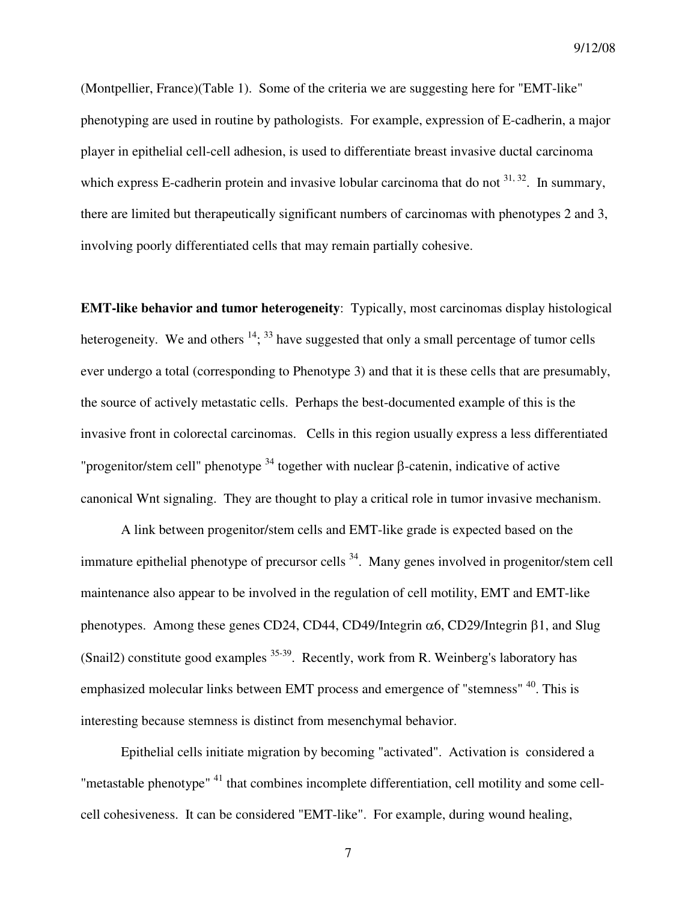(Montpellier, France)(Table 1). Some of the criteria we are suggesting here for "EMT-like" phenotyping are used in routine by pathologists. For example, expression of E-cadherin, a major player in epithelial cell-cell adhesion, is used to differentiate breast invasive ductal carcinoma which express E-cadherin protein and invasive lobular carcinoma that do not [31, 32]. In summary, there are limited but therapeutically significant numbers of carcinomas with phenotypes 2 and 3, involving poorly differentiated cells that may remain partially cohesive.

**EMT-like behavior and tumor heterogeneity**: Typically, most carcinomas display histological heterogeneity. We and others [14; 33] have suggested that only a small percentage of tumor cells ever undergo a total (corresponding to Phenotype 3) and that it is these cells that are presumably, the source of actively metastatic cells. Perhaps the best-documented example of this is the invasive front in colorectal carcinomas. Cells in this region usually express a less differentiated "progenitor/stem cell" phenotype [34] together with nuclear β-catenin, indicative of active canonical Wnt signaling. They are thought to play a critical role in tumor invasive mechanism.

A link between progenitor/stem cells and EMT-like grade is expected based on the immature epithelial phenotype of precursor cells [34]. Many genes involved in progenitor/stem cell maintenance also appear to be involved in the regulation of cell motility, EMT and EMT-like phenotypes. Among these genes CD24, CD44, CD49/Integrin α6, CD29/Integrin β1, and Slug (Snail2) constitute good examples [35-39]. Recently, work from R. Weinberg's laboratory has emphasized molecular links between EMT process and emergence of "stemness" [40]. This is interesting because stemness is distinct from mesenchymal behavior.

Epithelial cells initiate migration by becoming "activated". Activation is considered a "metastable phenotype" [41] that combines incomplete differentiation, cell motility and some cell-cell cohesiveness. It can be considered "EMT-like". For example, during wound healing,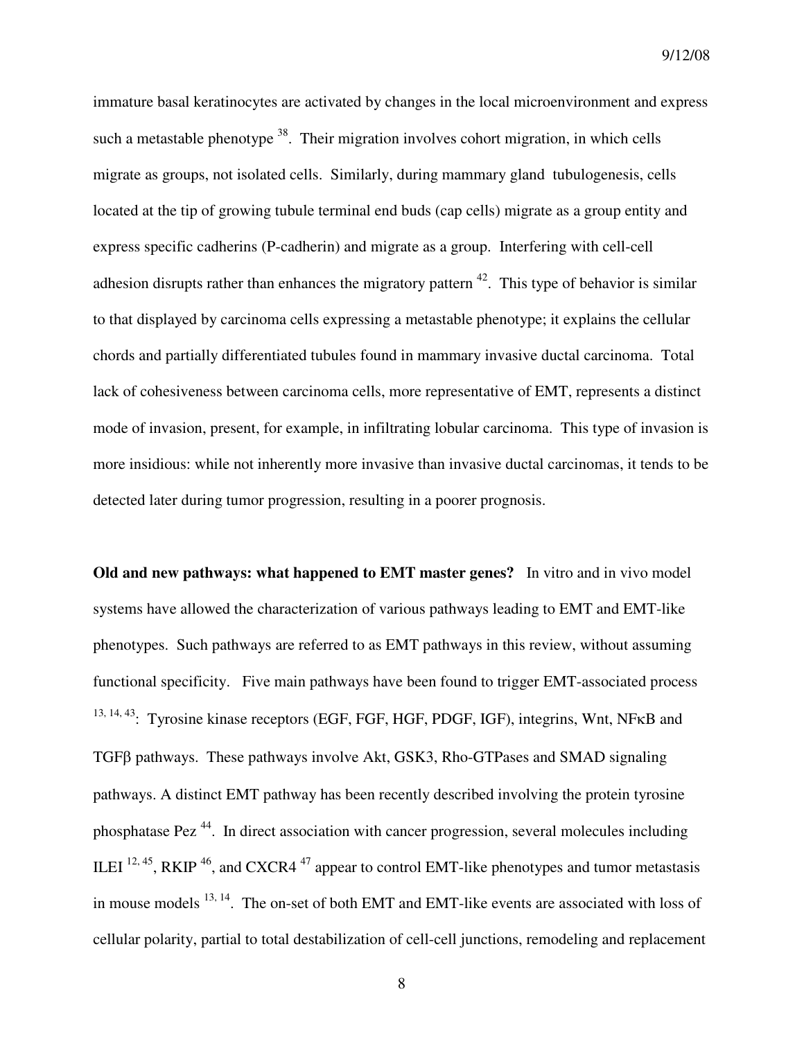immature basal keratinocytes are activated by changes in the local microenvironment and express such a metastable phenotype [38]. Their migration involves cohort migration, in which cells migrate as groups, not isolated cells. Similarly, during mammary gland tubulogenesis, cells located at the tip of growing tubule terminal end buds (cap cells) migrate as a group entity and express specific cadherins (P-cadherin) and migrate as a group. Interfering with cell-cell adhesion disrupts rather than enhances the migratory pattern [42]. This type of behavior is similar to that displayed by carcinoma cells expressing a metastable phenotype; it explains the cellular chords and partially differentiated tubules found in mammary invasive ductal carcinoma. Total lack of cohesiveness between carcinoma cells, more representative of EMT, represents a distinct mode of invasion, present, for example, in infiltrating lobular carcinoma. This type of invasion is more insidious: while not inherently more invasive than invasive ductal carcinomas, it tends to be detected later during tumor progression, resulting in a poorer prognosis.

**Old and new pathways: what happened to EMT master genes?** In vitro and in vivo model systems have allowed the characterization of various pathways leading to EMT and EMT-like phenotypes. Such pathways are referred to as EMT pathways in this review, without assuming functional specificity. Five main pathways have been found to trigger EMT-associated process [13, 14, 43]: Tyrosine kinase receptors (EGF, FGF, HGF, PDGF, IGF), integrins, Wnt, NFκB and TGFβ pathways. These pathways involve Akt, GSK3, Rho-GTPases and SMAD signaling pathways. A distinct EMT pathway has been recently described involving the protein tyrosine phosphatase Pez [44]. In direct association with cancer progression, several molecules including ILEI [12, 45], RKIP [46], and CXCR4 [47] appear to control EMT-like phenotypes and tumor metastasis in mouse models [13, 14]. The on-set of both EMT and EMT-like events are associated with loss of cellular polarity, partial to total destabilization of cell-cell junctions, remodeling and replacement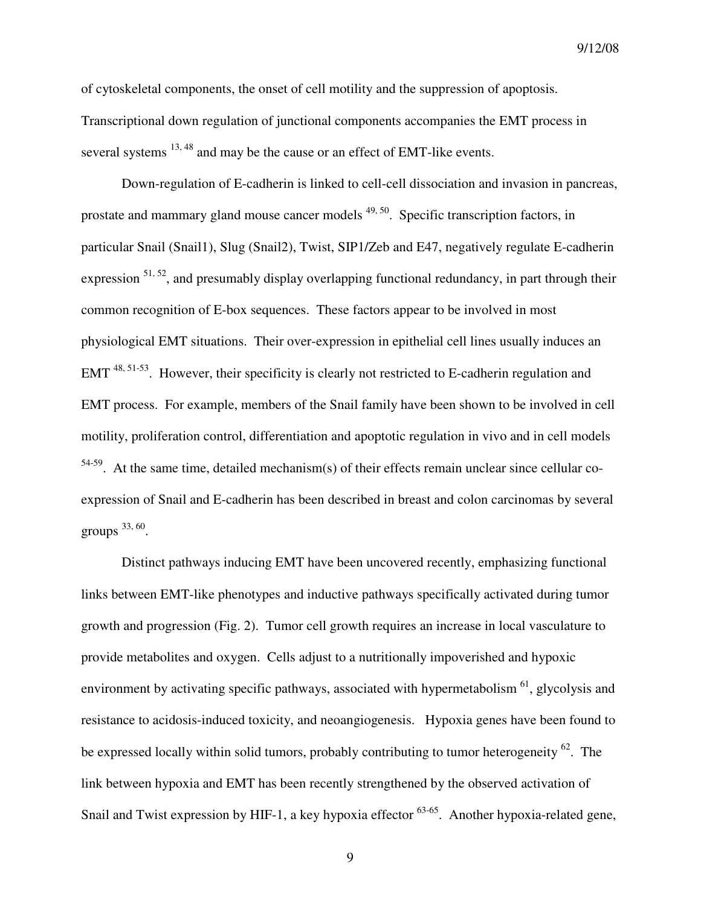of cytoskeletal components, the onset of cell motility and the suppression of apoptosis. Transcriptional down regulation of junctional components accompanies the EMT process in several systems [13, 48] and may be the cause or an effect of EMT-like events.

Down-regulation of E-cadherin is linked to cell-cell dissociation and invasion in pancreas, prostate and mammary gland mouse cancer models [49, 50]. Specific transcription factors, in particular Snail (Snail1), Slug (Snail2), Twist, SIP1/Zeb and E47, negatively regulate E-cadherin expression [51, 52], and presumably display overlapping functional redundancy, in part through their common recognition of E-box sequences. These factors appear to be involved in most physiological EMT situations. Their over-expression in epithelial cell lines usually induces an EMT [48, 51-53]. However, their specificity is clearly not restricted to E-cadherin regulation and EMT process. For example, members of the Snail family have been shown to be involved in cell motility, proliferation control, differentiation and apoptotic regulation in vivo and in cell models [54-59]. At the same time, detailed mechanism(s) of their effects remain unclear since cellular co-expression of Snail and E-cadherin has been described in breast and colon carcinomas by several groups [33, 60].

Distinct pathways inducing EMT have been uncovered recently, emphasizing functional links between EMT-like phenotypes and inductive pathways specifically activated during tumor growth and progression (Fig. 2). Tumor cell growth requires an increase in local vasculature to provide metabolites and oxygen. Cells adjust to a nutritionally impoverished and hypoxic environment by activating specific pathways, associated with hypermetabolism [61], glycolysis and resistance to acidosis-induced toxicity, and neoangiogenesis. Hypoxia genes have been found to be expressed locally within solid tumors, probably contributing to tumor heterogeneity [62]. The link between hypoxia and EMT has been recently strengthened by the observed activation of Snail and Twist expression by HIF-1, a key hypoxia effector [63-65]. Another hypoxia-related gene,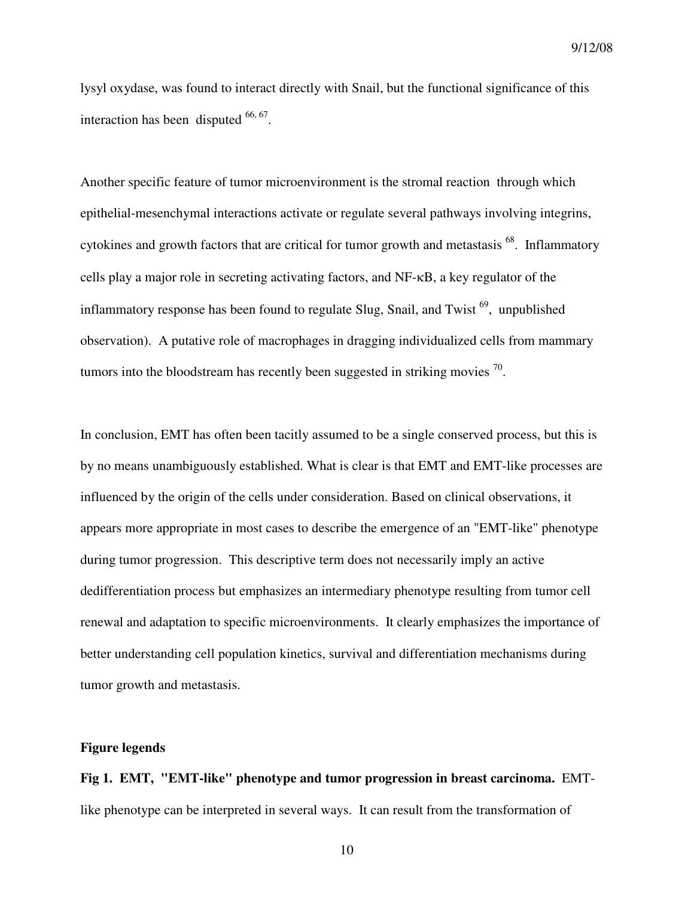lysyl oxydase, was found to interact directly with Snail, but the functional significance of this interaction has been disputed [66, 67].

Another specific feature of tumor microenvironment is the stromal reaction through which epithelial-mesenchymal interactions activate or regulate several pathways involving integrins, cytokines and growth factors that are critical for tumor growth and metastasis [68]. Inflammatory cells play a major role in secreting activating factors, and NF-κB, a key regulator of the inflammatory response has been found to regulate Slug, Snail, and Twist [69], unpublished observation). A putative role of macrophages in dragging individualized cells from mammary tumors into the bloodstream has recently been suggested in striking movies [70].

In conclusion, EMT has often been tacitly assumed to be a single conserved process, but this is by no means unambiguously established. What is clear is that EMT and EMT-like processes are influenced by the origin of the cells under consideration. Based on clinical observations, it appears more appropriate in most cases to describe the emergence of an "EMT-like" phenotype during tumor progression. This descriptive term does not necessarily imply an active dedifferentiation process but emphasizes an intermediary phenotype resulting from tumor cell renewal and adaptation to specific microenvironments. It clearly emphasizes the importance of better understanding cell population kinetics, survival and differentiation mechanisms during tumor growth and metastasis.

**Figure legends**

**Fig 1. EMT, "EMT-like" phenotype and tumor progression in breast carcinoma.** EMT-like phenotype can be interpreted in several ways. It can result from the transformation of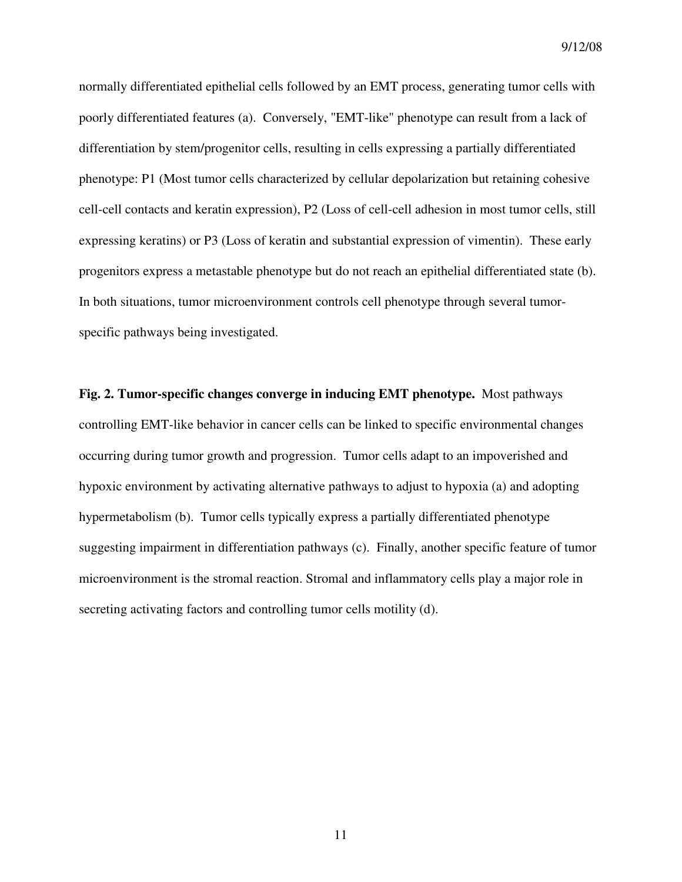normally differentiated epithelial cells followed by an EMT process, generating tumor cells with poorly differentiated features (a). Conversely, "EMT-like" phenotype can result from a lack of differentiation by stem/progenitor cells, resulting in cells expressing a partially differentiated phenotype: P1 (Most tumor cells characterized by cellular depolarization but retaining cohesive cell-cell contacts and keratin expression), P2 (Loss of cell-cell adhesion in most tumor cells, still expressing keratins) or P3 (Loss of keratin and substantial expression of vimentin). These early progenitors express a metastable phenotype but do not reach an epithelial differentiated state (b). In both situations, tumor microenvironment controls cell phenotype through several tumor-specific pathways being investigated.

**Fig. 2. Tumor-specific changes converge in inducing EMT phenotype.** Most pathways controlling EMT-like behavior in cancer cells can be linked to specific environmental changes occurring during tumor growth and progression. Tumor cells adapt to an impoverished and hypoxic environment by activating alternative pathways to adjust to hypoxia (a) and adopting hypermetabolism (b). Tumor cells typically express a partially differentiated phenotype suggesting impairment in differentiation pathways (c). Finally, another specific feature of tumor microenvironment is the stromal reaction. Stromal and inflammatory cells play a major role in secreting activating factors and controlling tumor cells motility (d).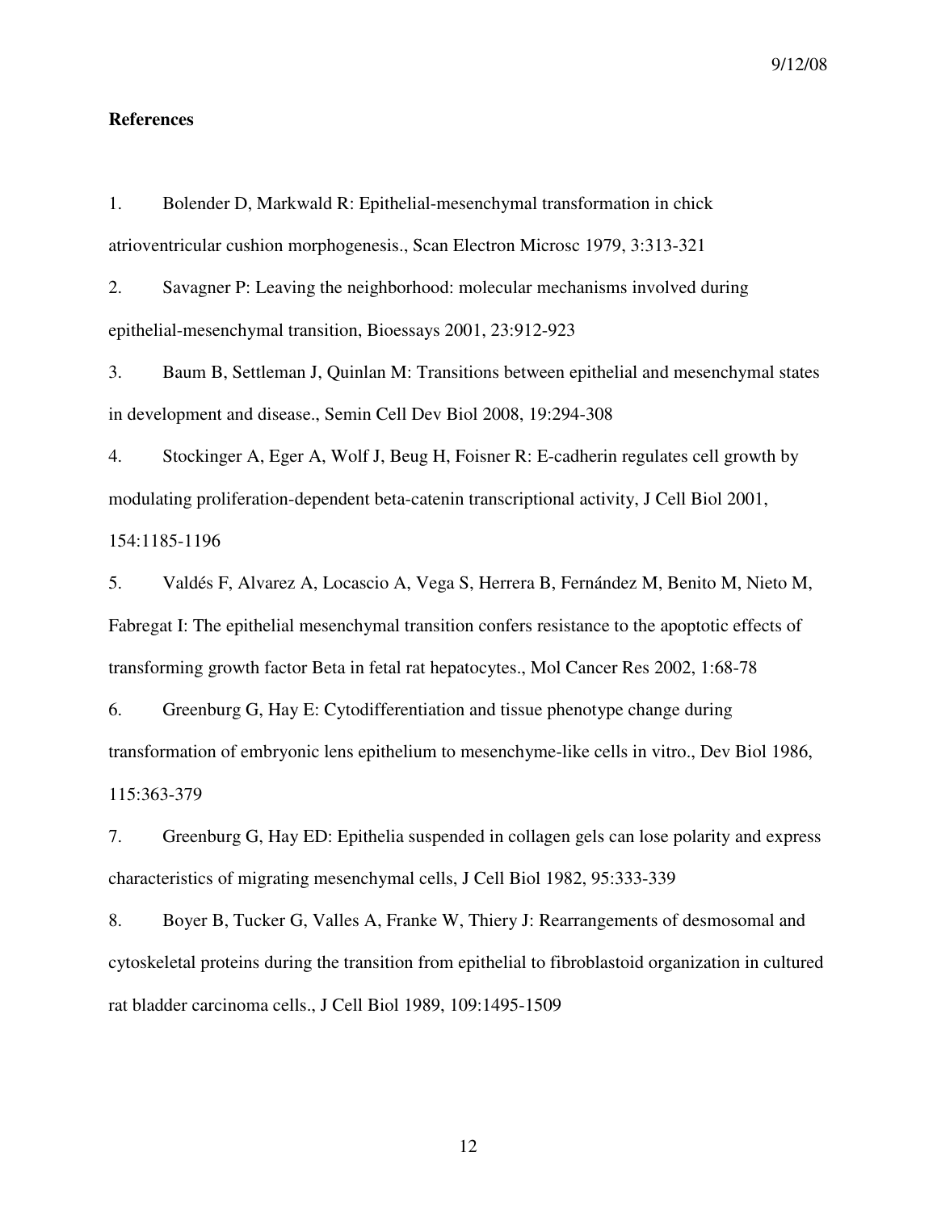## References

1. Bolender D, Markwald R: Epithelial-mesenchymal transformation in chick atrioventricular cushion morphogenesis., Scan Electron Microsc 1979, 3:313-321

2. Savagner P: Leaving the neighborhood: molecular mechanisms involved during epithelial-mesenchymal transition, Bioessays 2001, 23:912-923

3. Baum B, Settleman J, Quinlan M: Transitions between epithelial and mesenchymal states in development and disease., Semin Cell Dev Biol 2008, 19:294-308

4. Stockinger A, Eger A, Wolf J, Beug H, Foisner R: E-cadherin regulates cell growth by modulating proliferation-dependent beta-catenin transcriptional activity, J Cell Biol 2001, 154:1185-1196

5. Valdés F, Alvarez A, Locascio A, Vega S, Herrera B, Fernández M, Benito M, Nieto M, Fabregat I: The epithelial mesenchymal transition confers resistance to the apoptotic effects of transforming growth factor Beta in fetal rat hepatocytes., Mol Cancer Res 2002, 1:68-78

6. Greenburg G, Hay E: Cytodifferentiation and tissue phenotype change during transformation of embryonic lens epithelium to mesenchyme-like cells in vitro., Dev Biol 1986, 115:363-379

7. Greenburg G, Hay ED: Epithelia suspended in collagen gels can lose polarity and express characteristics of migrating mesenchymal cells, J Cell Biol 1982, 95:333-339

8. Boyer B, Tucker G, Valles A, Franke W, Thiery J: Rearrangements of desmosomal and cytoskeletal proteins during the transition from epithelial to fibroblastoid organization in cultured rat bladder carcinoma cells., J Cell Biol 1989, 109:1495-1509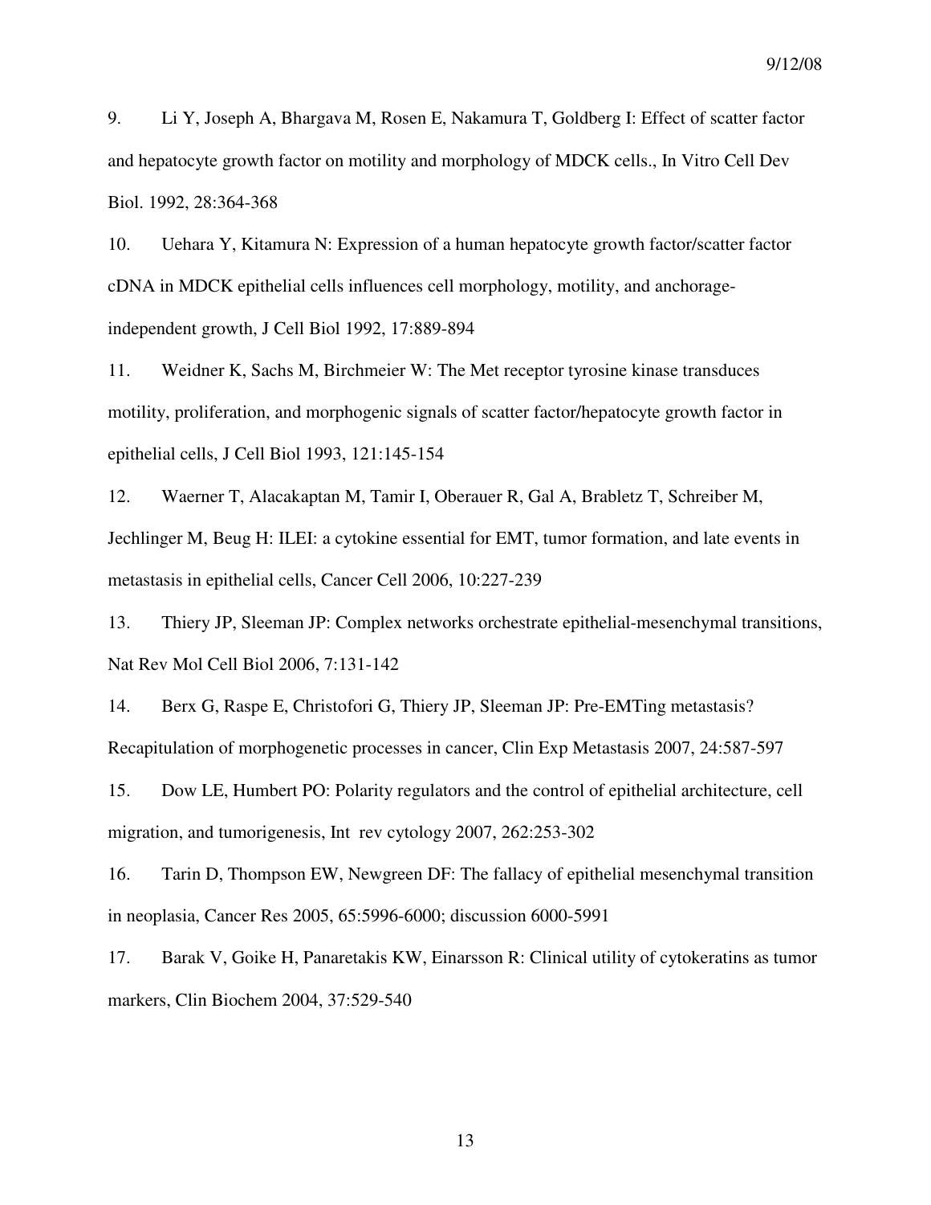9. Li Y, Joseph A, Bhargava M, Rosen E, Nakamura T, Goldberg I: Effect of scatter factor and hepatocyte growth factor on motility and morphology of MDCK cells., In Vitro Cell Dev Biol. 1992, 28:364-368

10. Uehara Y, Kitamura N: Expression of a human hepatocyte growth factor/scatter factor cDNA in MDCK epithelial cells influences cell morphology, motility, and anchorage-independent growth, J Cell Biol 1992, 17:889-894

11. Weidner K, Sachs M, Birchmeier W: The Met receptor tyrosine kinase transduces motility, proliferation, and morphogenic signals of scatter factor/hepatocyte growth factor in epithelial cells, J Cell Biol 1993, 121:145-154

12. Waerner T, Alacakaptan M, Tamir I, Oberauer R, Gal A, Brabletz T, Schreiber M, Jechlinger M, Beug H: ILEI: a cytokine essential for EMT, tumor formation, and late events in metastasis in epithelial cells, Cancer Cell 2006, 10:227-239

13. Thiery JP, Sleeman JP: Complex networks orchestrate epithelial-mesenchymal transitions, Nat Rev Mol Cell Biol 2006, 7:131-142

14. Berx G, Raspe E, Christofori G, Thiery JP, Sleeman JP: Pre-EMTing metastasis? Recapitulation of morphogenetic processes in cancer, Clin Exp Metastasis 2007, 24:587-597

15. Dow LE, Humbert PO: Polarity regulators and the control of epithelial architecture, cell migration, and tumorigenesis, Int rev cytology 2007, 262:253-302

16. Tarin D, Thompson EW, Newgreen DF: The fallacy of epithelial mesenchymal transition in neoplasia, Cancer Res 2005, 65:5996-6000; discussion 6000-5991

17. Barak V, Goike H, Panaretakis KW, Einarsson R: Clinical utility of cytokeratins as tumor markers, Clin Biochem 2004, 37:529-540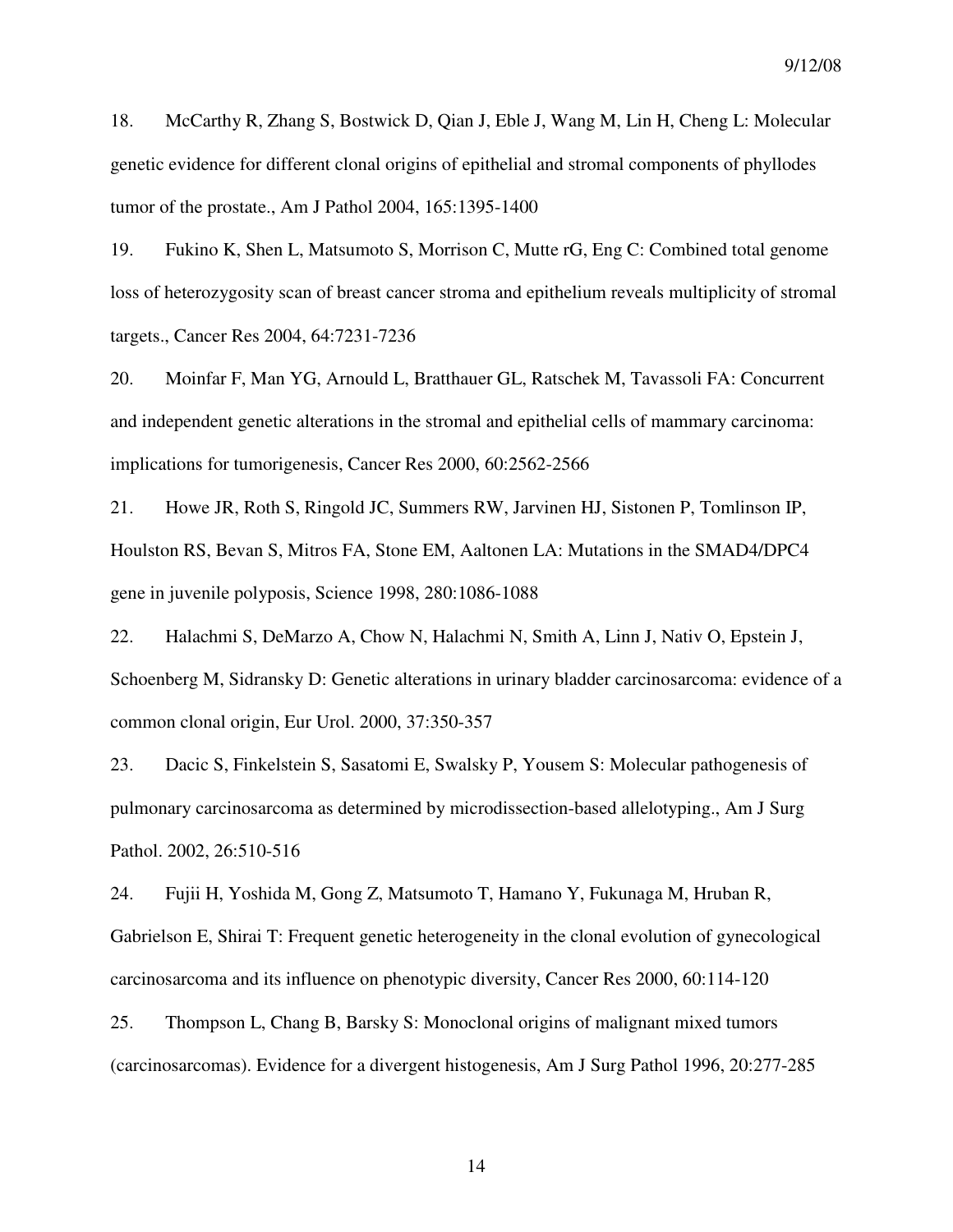18. McCarthy R, Zhang S, Bostwick D, Qian J, Eble J, Wang M, Lin H, Cheng L: Molecular genetic evidence for different clonal origins of epithelial and stromal components of phyllodes tumor of the prostate., Am J Pathol 2004, 165:1395-1400

19. Fukino K, Shen L, Matsumoto S, Morrison C, Mutte rG, Eng C: Combined total genome loss of heterozygosity scan of breast cancer stroma and epithelium reveals multiplicity of stromal targets., Cancer Res 2004, 64:7231-7236

20. Moinfar F, Man YG, Arnould L, Bratthauer GL, Ratschek M, Tavassoli FA: Concurrent and independent genetic alterations in the stromal and epithelial cells of mammary carcinoma: implications for tumorigenesis, Cancer Res 2000, 60:2562-2566

21. Howe JR, Roth S, Ringold JC, Summers RW, Jarvinen HJ, Sistonen P, Tomlinson IP, Houlston RS, Bevan S, Mitros FA, Stone EM, Aaltonen LA: Mutations in the SMAD4/DPC4 gene in juvenile polyposis, Science 1998, 280:1086-1088

22. Halachmi S, DeMarzo A, Chow N, Halachmi N, Smith A, Linn J, Nativ O, Epstein J, Schoenberg M, Sidransky D: Genetic alterations in urinary bladder carcinosarcoma: evidence of a common clonal origin, Eur Urol. 2000, 37:350-357

23. Dacic S, Finkelstein S, Sasatomi E, Swalsky P, Yousem S: Molecular pathogenesis of pulmonary carcinosarcoma as determined by microdissection-based allelotyping., Am J Surg Pathol. 2002, 26:510-516

24. Fujii H, Yoshida M, Gong Z, Matsumoto T, Hamano Y, Fukunaga M, Hruban R, Gabrielson E, Shirai T: Frequent genetic heterogeneity in the clonal evolution of gynecological carcinosarcoma and its influence on phenotypic diversity, Cancer Res 2000, 60:114-120

25. Thompson L, Chang B, Barsky S: Monoclonal origins of malignant mixed tumors (carcinosarcomas). Evidence for a divergent histogenesis, Am J Surg Pathol 1996, 20:277-285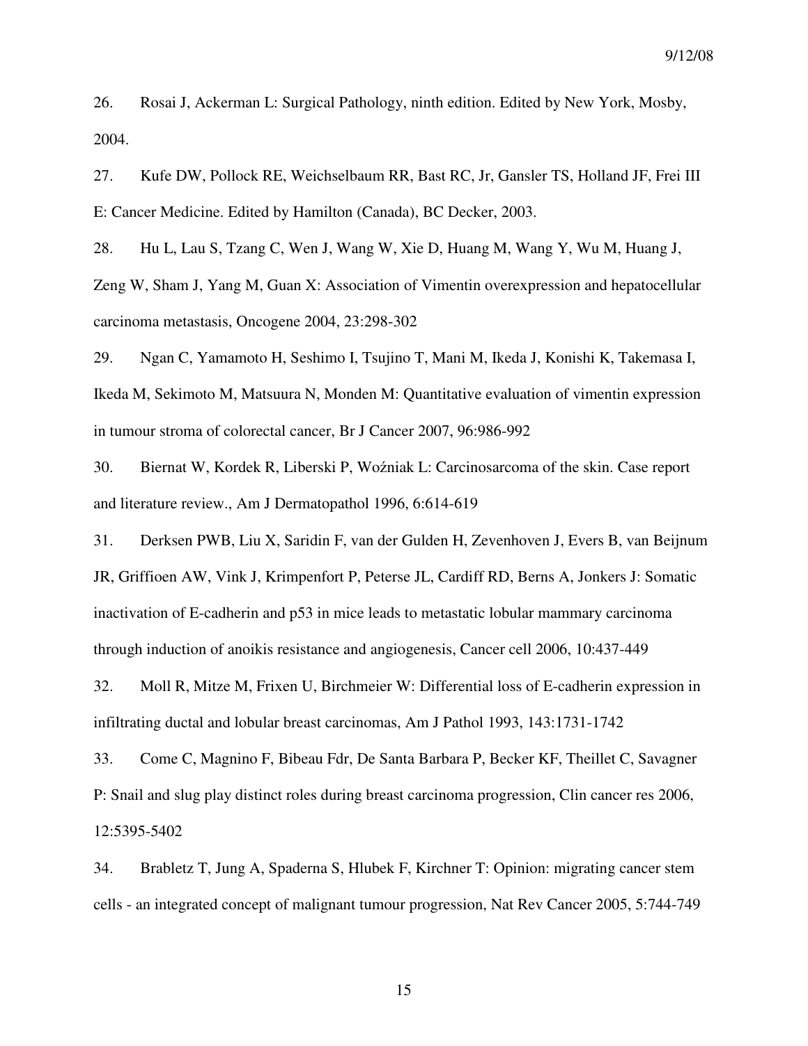26. Rosai J, Ackerman L: Surgical Pathology, ninth edition. Edited by New York, Mosby, 2004.

27. Kufe DW, Pollock RE, Weichselbaum RR, Bast RC, Jr, Gansler TS, Holland JF, Frei III E: Cancer Medicine. Edited by Hamilton (Canada), BC Decker, 2003.

28. Hu L, Lau S, Tzang C, Wen J, Wang W, Xie D, Huang M, Wang Y, Wu M, Huang J, Zeng W, Sham J, Yang M, Guan X: Association of Vimentin overexpression and hepatocellular carcinoma metastasis, Oncogene 2004, 23:298-302

29. Ngan C, Yamamoto H, Seshimo I, Tsujino T, Mani M, Ikeda J, Konishi K, Takemasa I, Ikeda M, Sekimoto M, Matsuura N, Monden M: Quantitative evaluation of vimentin expression in tumour stroma of colorectal cancer, Br J Cancer 2007, 96:986-992

30. Biernat W, Kordek R, Liberski P, Woźniak L: Carcinosarcoma of the skin. Case report and literature review., Am J Dermatopathol 1996, 6:614-619

31. Derksen PWB, Liu X, Saridin F, van der Gulden H, Zevenhoven J, Evers B, van Beijnum JR, Griffioen AW, Vink J, Krimpenfort P, Peterse JL, Cardiff RD, Berns A, Jonkers J: Somatic inactivation of E-cadherin and p53 in mice leads to metastatic lobular mammary carcinoma through induction of anoikis resistance and angiogenesis, Cancer cell 2006, 10:437-449

32. Moll R, Mitze M, Frixen U, Birchmeier W: Differential loss of E-cadherin expression in infiltrating ductal and lobular breast carcinomas, Am J Pathol 1993, 143:1731-1742

33. Come C, Magnino F, Bibeau Fdr, De Santa Barbara P, Becker KF, Theillet C, Savagner P: Snail and slug play distinct roles during breast carcinoma progression, Clin cancer res 2006, 12:5395-5402

34. Brabletz T, Jung A, Spaderna S, Hlubek F, Kirchner T: Opinion: migrating cancer stem cells - an integrated concept of malignant tumour progression, Nat Rev Cancer 2005, 5:744-749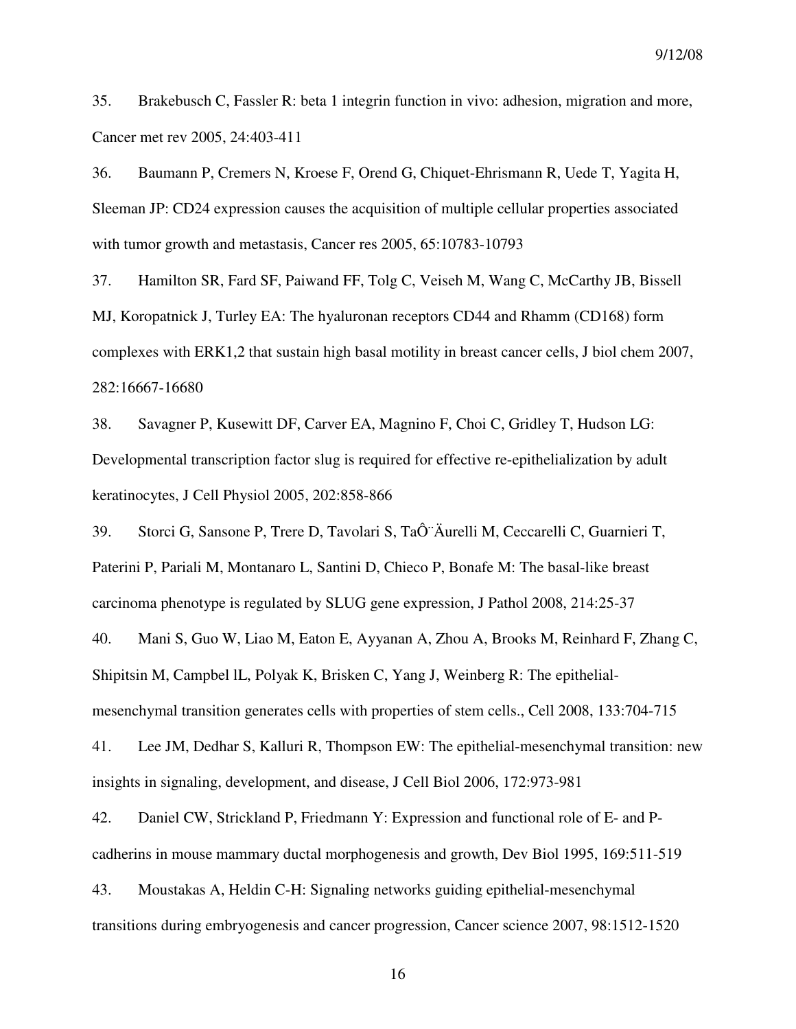35. Brakebusch C, Fassler R: beta 1 integrin function in vivo: adhesion, migration and more, Cancer met rev 2005, 24:403-411

36. Baumann P, Cremers N, Kroese F, Orend G, Chiquet-Ehrismann R, Uede T, Yagita H, Sleeman JP: CD24 expression causes the acquisition of multiple cellular properties associated with tumor growth and metastasis, Cancer res 2005, 65:10783-10793

37. Hamilton SR, Fard SF, Paiwand FF, Tolg C, Veiseh M, Wang C, McCarthy JB, Bissell MJ, Koropatnick J, Turley EA: The hyaluronan receptors CD44 and Rhamm (CD168) form complexes with ERK1,2 that sustain high basal motility in breast cancer cells, J biol chem 2007, 282:16667-16680

38. Savagner P, Kusewitt DF, Carver EA, Magnino F, Choi C, Gridley T, Hudson LG: Developmental transcription factor slug is required for effective re-epithelialization by adult keratinocytes, J Cell Physiol 2005, 202:858-866

39. Storci G, Sansone P, Trere D, Tavolari S, TaÔ¨Äurelli M, Ceccarelli C, Guarnieri T, Paterini P, Pariali M, Montanaro L, Santini D, Chieco P, Bonafe M: The basal-like breast carcinoma phenotype is regulated by SLUG gene expression, J Pathol 2008, 214:25-37

40. Mani S, Guo W, Liao M, Eaton E, Ayyanan A, Zhou A, Brooks M, Reinhard F, Zhang C, Shipitsin M, Campbel lL, Polyak K, Brisken C, Yang J, Weinberg R: The epithelial-mesenchymal transition generates cells with properties of stem cells., Cell 2008, 133:704-715

41. Lee JM, Dedhar S, Kalluri R, Thompson EW: The epithelial-mesenchymal transition: new insights in signaling, development, and disease, J Cell Biol 2006, 172:973-981

42. Daniel CW, Strickland P, Friedmann Y: Expression and functional role of E- and P-cadherins in mouse mammary ductal morphogenesis and growth, Dev Biol 1995, 169:511-519

43. Moustakas A, Heldin C-H: Signaling networks guiding epithelial-mesenchymal transitions during embryogenesis and cancer progression, Cancer science 2007, 98:1512-1520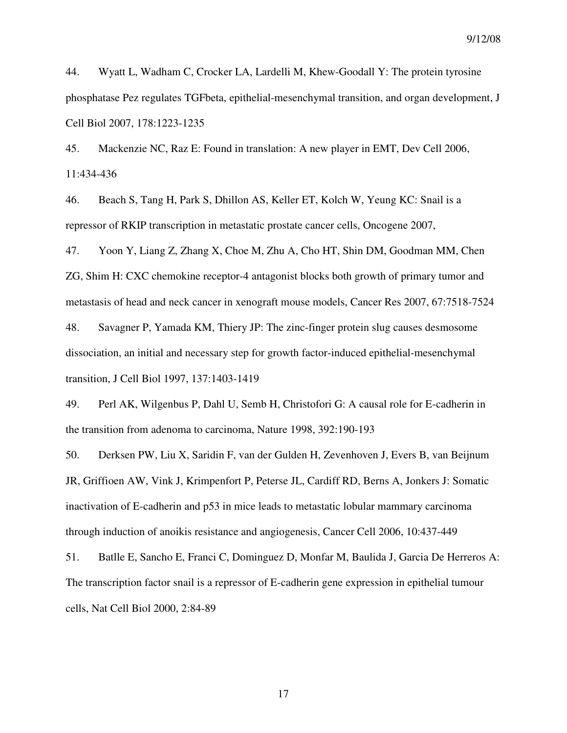44. Wyatt L, Wadham C, Crocker LA, Lardelli M, Khew-Goodall Y: The protein tyrosine phosphatase Pez regulates TGFbeta, epithelial-mesenchymal transition, and organ development, J Cell Biol 2007, 178:1223-1235

45. Mackenzie NC, Raz E: Found in translation: A new player in EMT, Dev Cell 2006, 11:434-436

46. Beach S, Tang H, Park S, Dhillon AS, Keller ET, Kolch W, Yeung KC: Snail is a repressor of RKIP transcription in metastatic prostate cancer cells, Oncogene 2007,

47. Yoon Y, Liang Z, Zhang X, Choe M, Zhu A, Cho HT, Shin DM, Goodman MM, Chen ZG, Shim H: CXC chemokine receptor-4 antagonist blocks both growth of primary tumor and metastasis of head and neck cancer in xenograft mouse models, Cancer Res 2007, 67:7518-7524

48. Savagner P, Yamada KM, Thiery JP: The zinc-finger protein slug causes desmosome dissociation, an initial and necessary step for growth factor-induced epithelial-mesenchymal transition, J Cell Biol 1997, 137:1403-1419

49. Perl AK, Wilgenbus P, Dahl U, Semb H, Christofori G: A causal role for E-cadherin in the transition from adenoma to carcinoma, Nature 1998, 392:190-193

50. Derksen PW, Liu X, Saridin F, van der Gulden H, Zevenhoven J, Evers B, van Beijnum JR, Griffioen AW, Vink J, Krimpenfort P, Peterse JL, Cardiff RD, Berns A, Jonkers J: Somatic inactivation of E-cadherin and p53 in mice leads to metastatic lobular mammary carcinoma through induction of anoikis resistance and angiogenesis, Cancer Cell 2006, 10:437-449

51. Batlle E, Sancho E, Franci C, Dominguez D, Monfar M, Baulida J, Garcia De Herreros A: The transcription factor snail is a repressor of E-cadherin gene expression in epithelial tumour cells, Nat Cell Biol 2000, 2:84-89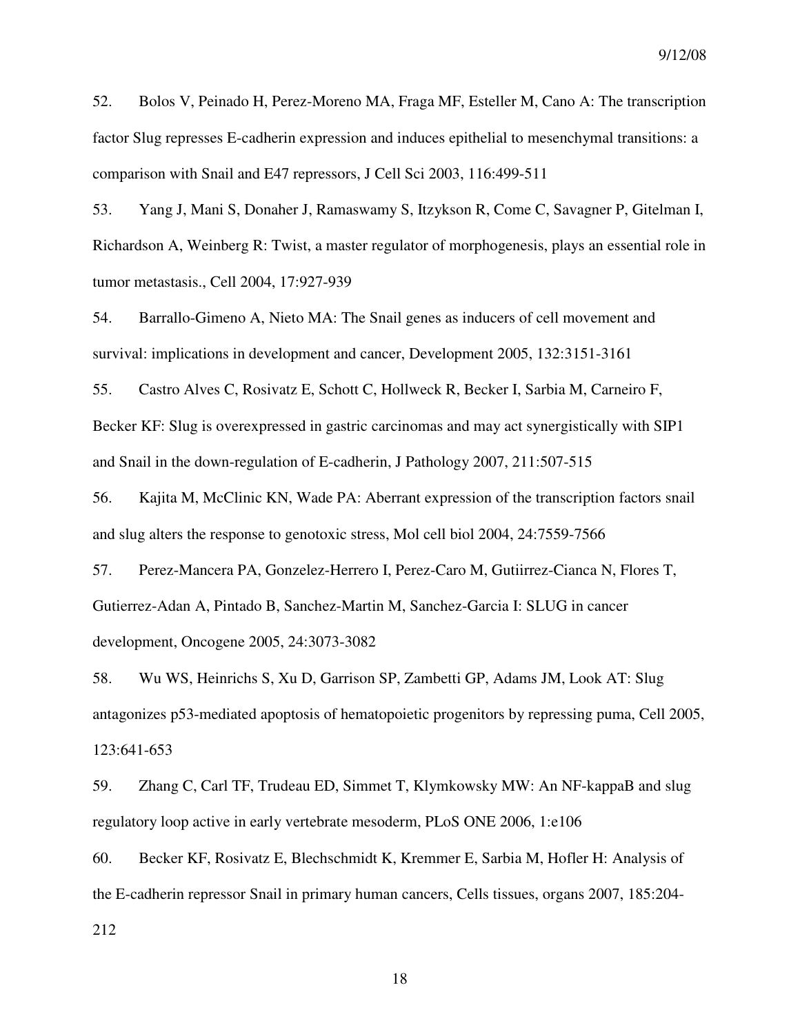52. Bolos V, Peinado H, Perez-Moreno MA, Fraga MF, Esteller M, Cano A: The transcription factor Slug represses E-cadherin expression and induces epithelial to mesenchymal transitions: a comparison with Snail and E47 repressors, J Cell Sci 2003, 116:499-511

53. Yang J, Mani S, Donaher J, Ramaswamy S, Itzykson R, Come C, Savagner P, Gitelman I, Richardson A, Weinberg R: Twist, a master regulator of morphogenesis, plays an essential role in tumor metastasis., Cell 2004, 17:927-939

54. Barrallo-Gimeno A, Nieto MA: The Snail genes as inducers of cell movement and survival: implications in development and cancer, Development 2005, 132:3151-3161

55. Castro Alves C, Rosivatz E, Schott C, Hollweck R, Becker I, Sarbia M, Carneiro F, Becker KF: Slug is overexpressed in gastric carcinomas and may act synergistically with SIP1 and Snail in the down-regulation of E-cadherin, J Pathology 2007, 211:507-515

56. Kajita M, McClinic KN, Wade PA: Aberrant expression of the transcription factors snail and slug alters the response to genotoxic stress, Mol cell biol 2004, 24:7559-7566

57. Perez-Mancera PA, Gonzelez-Herrero I, Perez-Caro M, Gutiirrez-Cianca N, Flores T, Gutierrez-Adan A, Pintado B, Sanchez-Martin M, Sanchez-Garcia I: SLUG in cancer development, Oncogene 2005, 24:3073-3082

58. Wu WS, Heinrichs S, Xu D, Garrison SP, Zambetti GP, Adams JM, Look AT: Slug antagonizes p53-mediated apoptosis of hematopoietic progenitors by repressing puma, Cell 2005, 123:641-653

59. Zhang C, Carl TF, Trudeau ED, Simmet T, Klymkowsky MW: An NF-kappaB and slug regulatory loop active in early vertebrate mesoderm, PLoS ONE 2006, 1:e106

60. Becker KF, Rosivatz E, Blechschmidt K, Kremmer E, Sarbia M, Hofler H: Analysis of the E-cadherin repressor Snail in primary human cancers, Cells tissues, organs 2007, 185:204-212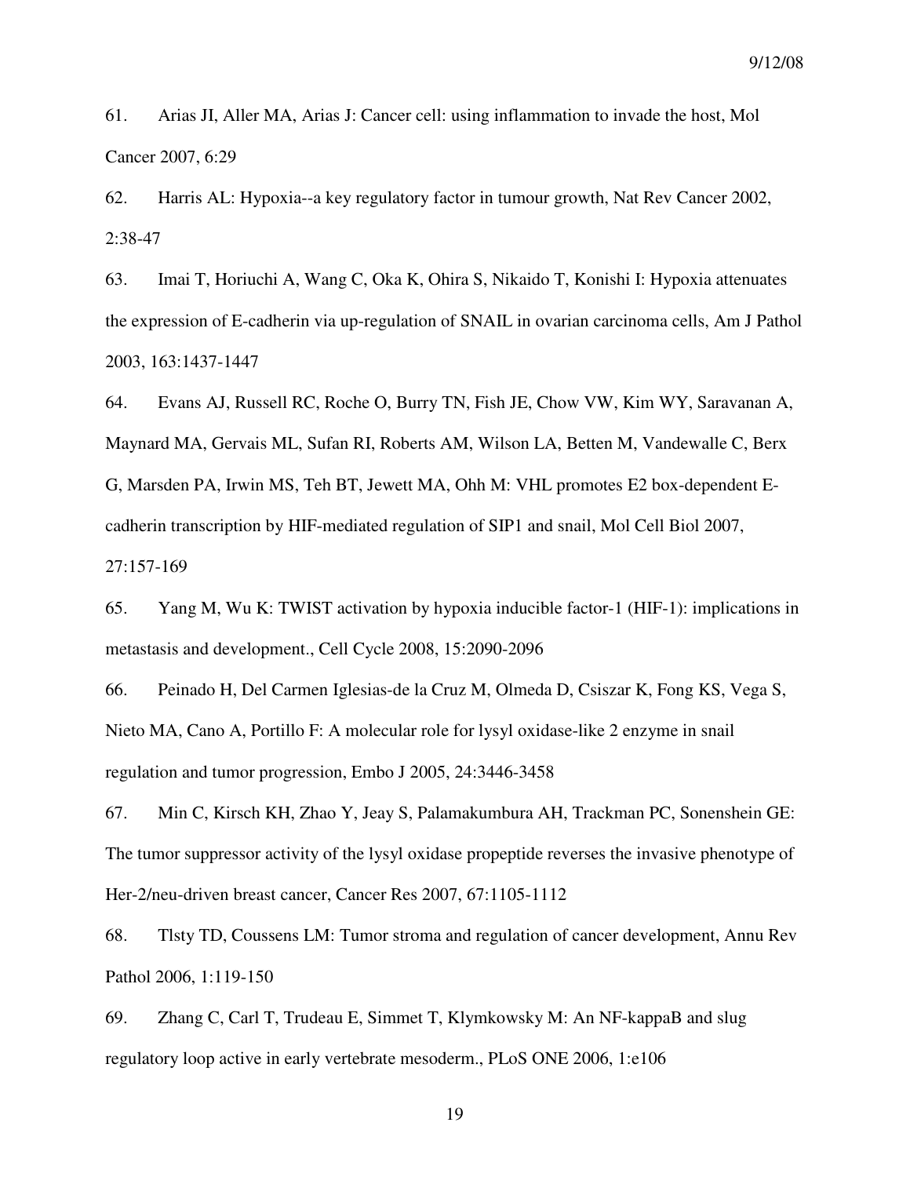61. Arias JI, Aller MA, Arias J: Cancer cell: using inflammation to invade the host, Mol Cancer 2007, 6:29

62. Harris AL: Hypoxia--a key regulatory factor in tumour growth, Nat Rev Cancer 2002, 2:38-47

63. Imai T, Horiuchi A, Wang C, Oka K, Ohira S, Nikaido T, Konishi I: Hypoxia attenuates the expression of E-cadherin via up-regulation of SNAIL in ovarian carcinoma cells, Am J Pathol 2003, 163:1437-1447

64. Evans AJ, Russell RC, Roche O, Burry TN, Fish JE, Chow VW, Kim WY, Saravanan A, Maynard MA, Gervais ML, Sufan RI, Roberts AM, Wilson LA, Betten M, Vandewalle C, Berx G, Marsden PA, Irwin MS, Teh BT, Jewett MA, Ohh M: VHL promotes E2 box-dependent E-cadherin transcription by HIF-mediated regulation of SIP1 and snail, Mol Cell Biol 2007, 27:157-169

65. Yang M, Wu K: TWIST activation by hypoxia inducible factor-1 (HIF-1): implications in metastasis and development., Cell Cycle 2008, 15:2090-2096

66. Peinado H, Del Carmen Iglesias-de la Cruz M, Olmeda D, Csiszar K, Fong KS, Vega S, Nieto MA, Cano A, Portillo F: A molecular role for lysyl oxidase-like 2 enzyme in snail regulation and tumor progression, Embo J 2005, 24:3446-3458

67. Min C, Kirsch KH, Zhao Y, Jeay S, Palamakumbura AH, Trackman PC, Sonenshein GE: The tumor suppressor activity of the lysyl oxidase propeptide reverses the invasive phenotype of Her-2/neu-driven breast cancer, Cancer Res 2007, 67:1105-1112

68. Tlsty TD, Coussens LM: Tumor stroma and regulation of cancer development, Annu Rev Pathol 2006, 1:119-150

69. Zhang C, Carl T, Trudeau E, Simmet T, Klymkowsky M: An NF-kappaB and slug regulatory loop active in early vertebrate mesoderm., PLoS ONE 2006, 1:e106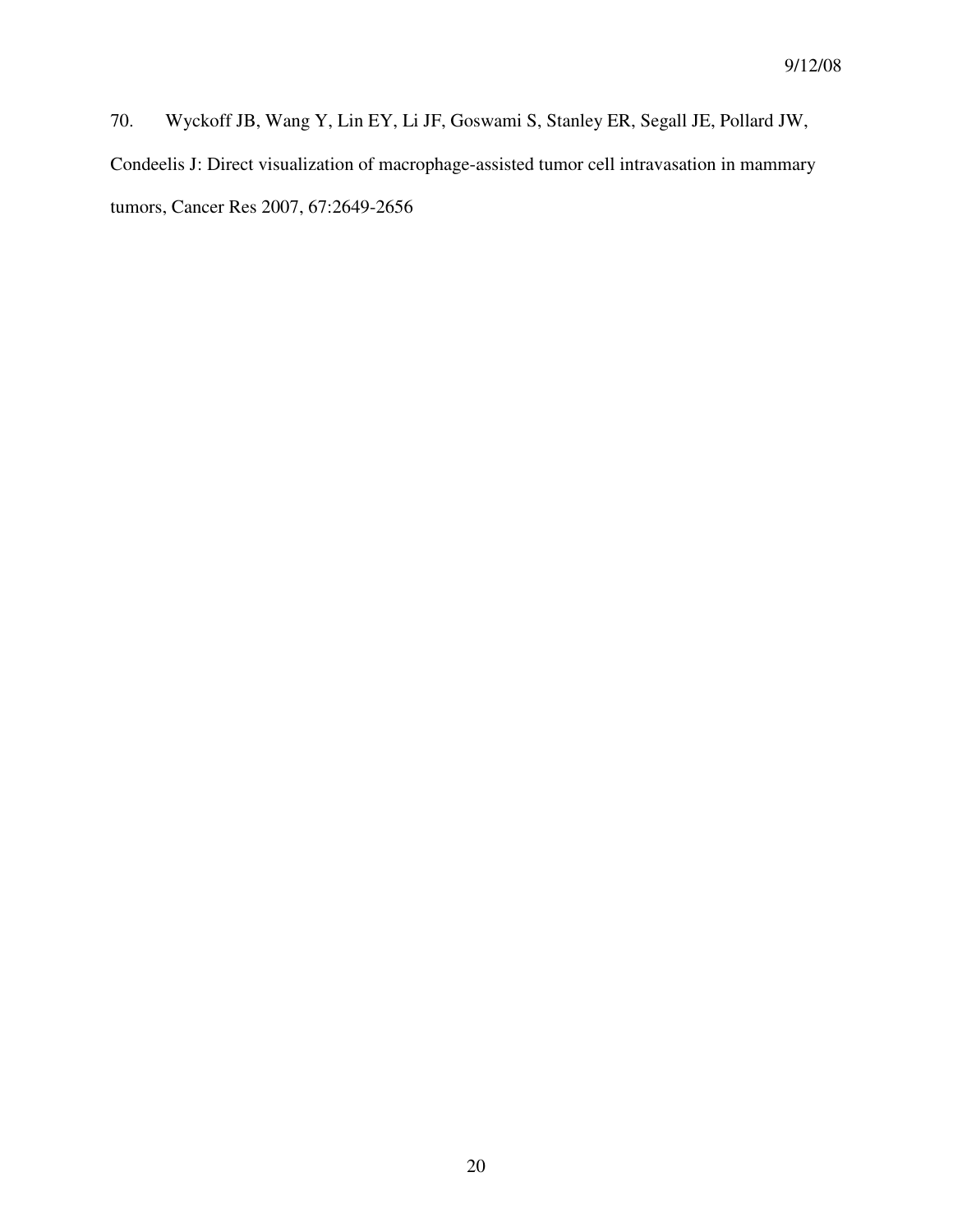70. Wyckoff JB, Wang Y, Lin EY, Li JF, Goswami S, Stanley ER, Segall JE, Pollard JW, Condeelis J: Direct visualization of macrophage-assisted tumor cell intravasation in mammary tumors, Cancer Res 2007, 67:2649-2656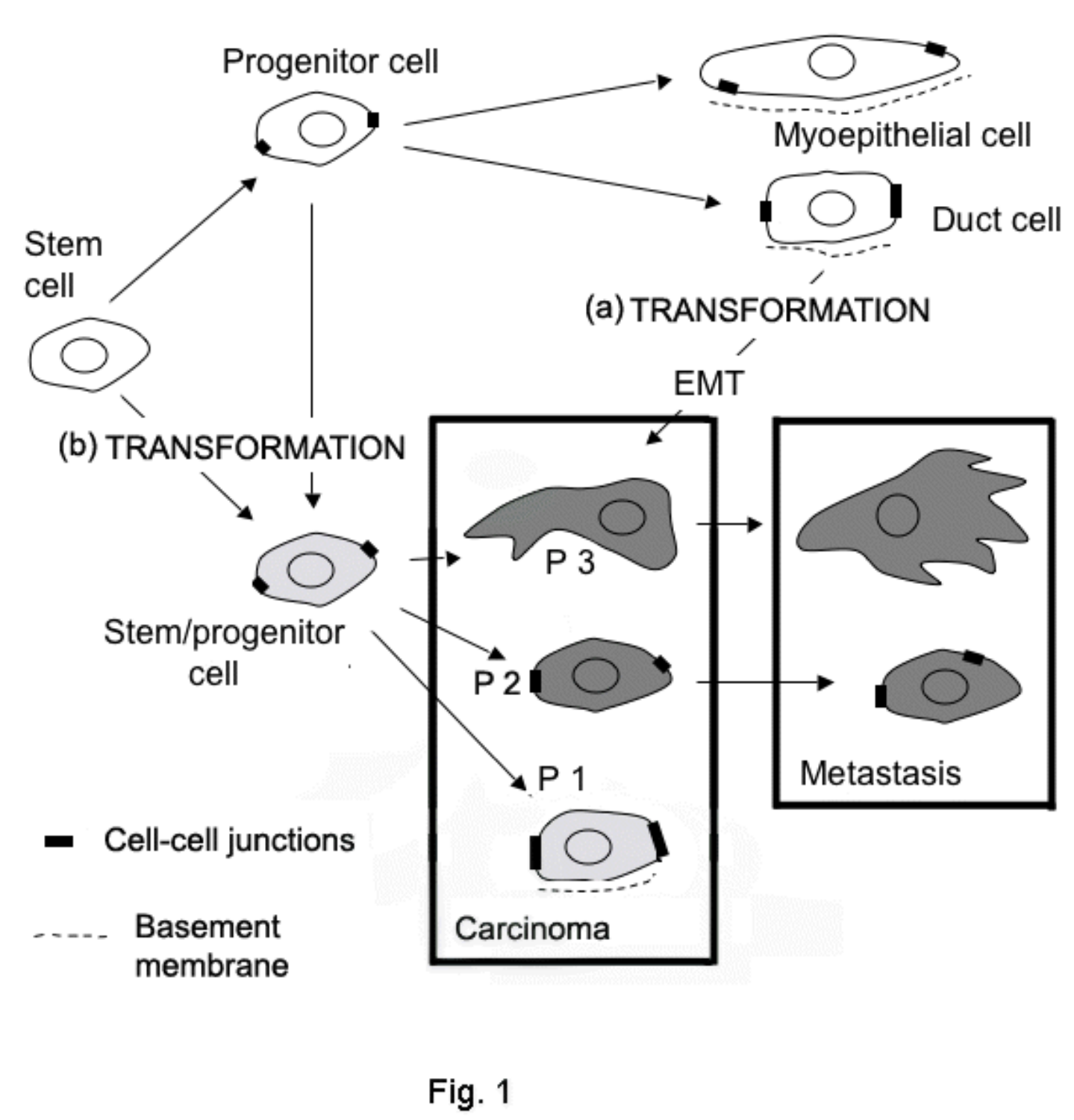Fig. 1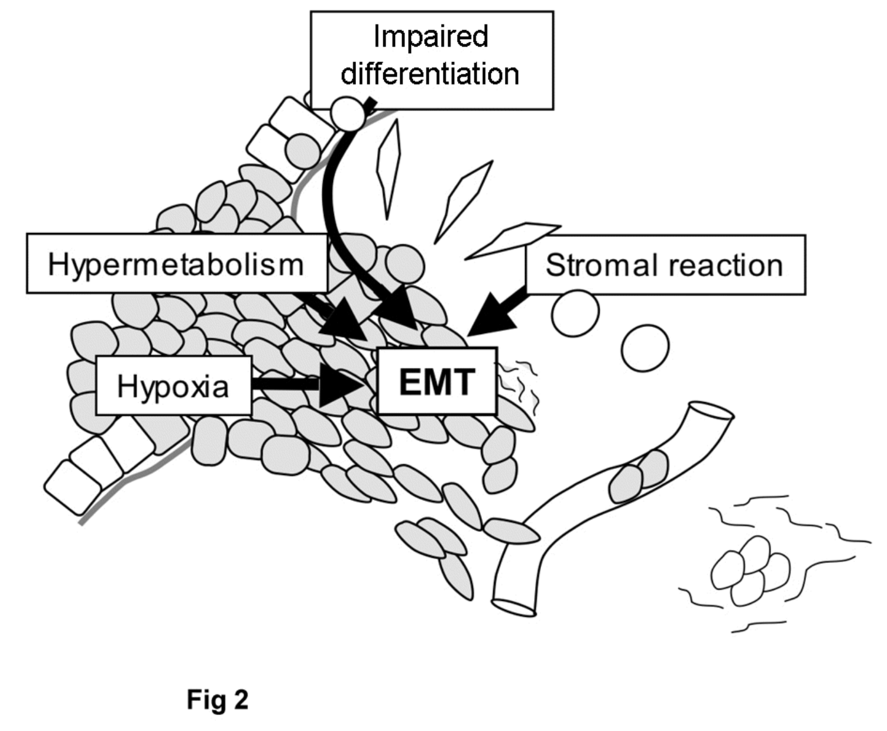**Fig 2**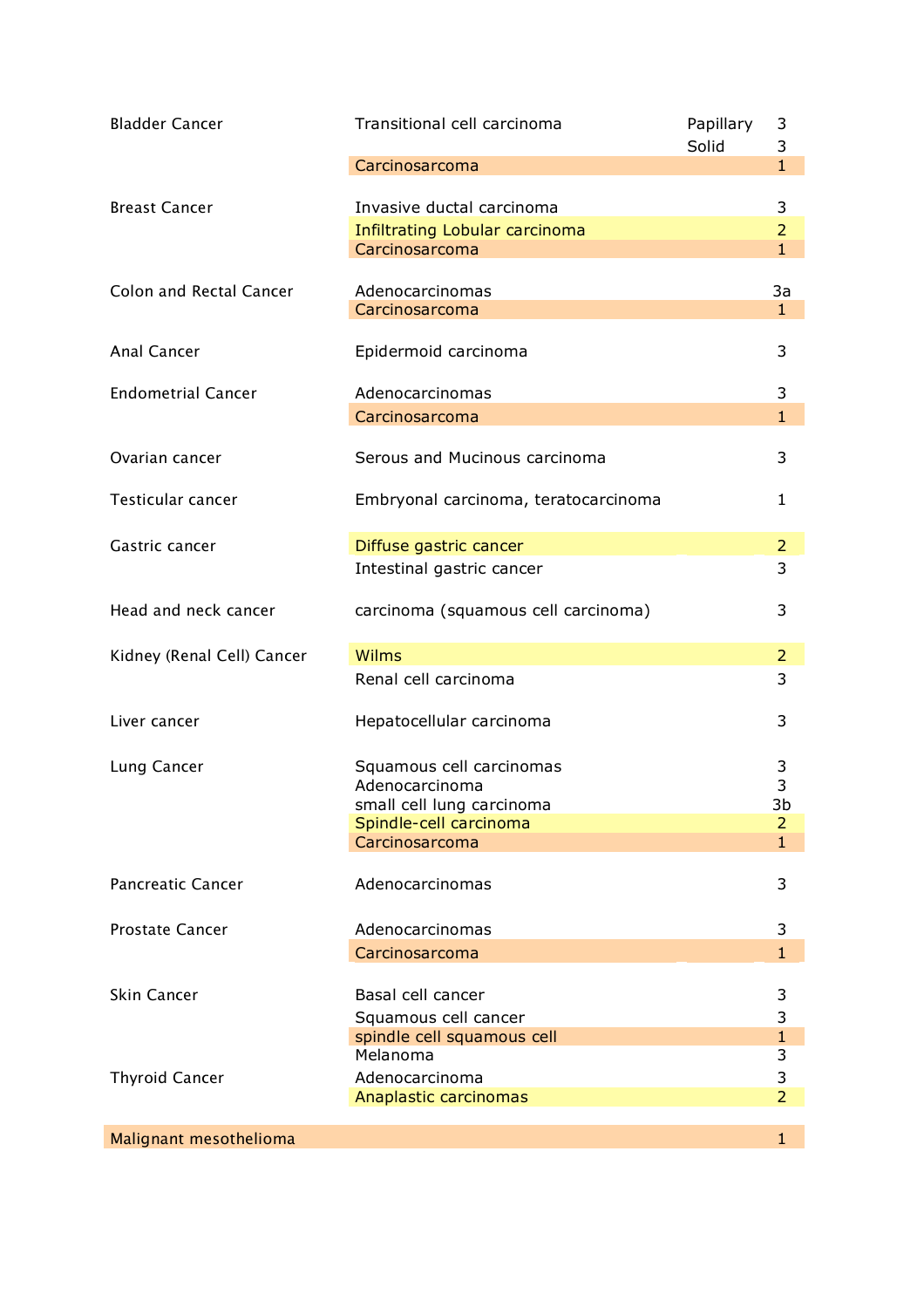| Cancer | Type | Subtype | Value |
|---|---|---|---|
| Bladder Cancer | Transitional cell carcinoma | Papillary | 3 |
| | | Solid | 3 |
| | Carcinosarcoma | | 1 |
| Breast Cancer | Invasive ductal carcinoma | | 3 |
| | Infiltrating Lobular carcinoma | | 2 |
| | Carcinosarcoma | | 1 |
| Colon and Rectal Cancer | Adenocarcinomas | | 3a |
| | Carcinosarcoma | | 1 |
| Anal Cancer | Epidermoid carcinoma | | 3 |
| Endometrial Cancer | Adenocarcinomas | | 3 |
| | Carcinosarcoma | | 1 |
| Ovarian cancer | Serous and Mucinous carcinoma | | 3 |
| Testicular cancer | Embryonal carcinoma, teratocarcinoma | | 1 |
| Gastric cancer | Diffuse gastric cancer | | 2 |
| | Intestinal gastric cancer | | 3 |
| Head and neck cancer | carcinoma (squamous cell carcinoma) | | 3 |
| Kidney (Renal Cell) Cancer | Wilms | | 2 |
| | Renal cell carcinoma | | 3 |
| Liver cancer | Hepatocellular carcinoma | | 3 |
| Lung Cancer | Squamous cell carcinomas | | 3 |
| | Adenocarcinoma | | 3 |
| | small cell lung carcinoma | | 3b |
| | Spindle-cell carcinoma | | 2 |
| | Carcinosarcoma | | 1 |
| Pancreatic Cancer | Adenocarcinomas | | 3 |
| Prostate Cancer | Adenocarcinomas | | 3 |
| | Carcinosarcoma | | 1 |
| Skin Cancer | Basal cell cancer | | 3 |
| | Squamous cell cancer | | 3 |
| | spindle cell squamous cell | | 1 |
| | Melanoma | | 3 |
| Thyroid Cancer | Adenocarcinoma | | 3 |
| | Anaplastic carcinomas | | 2 |
| Malignant mesothelioma | | | 1 |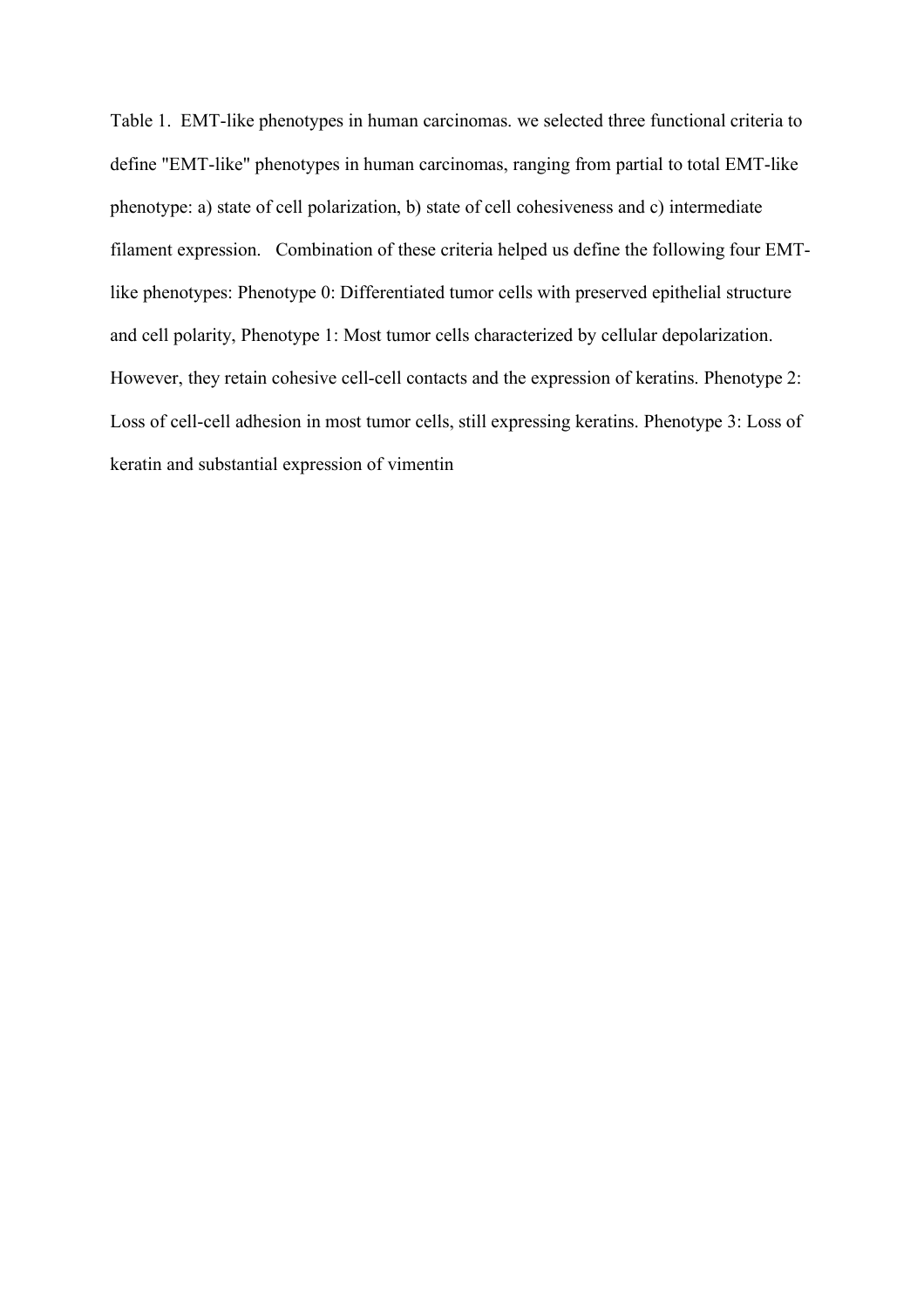Table 1. EMT-like phenotypes in human carcinomas. we selected three functional criteria to define "EMT-like" phenotypes in human carcinomas, ranging from partial to total EMT-like phenotype: a) state of cell polarization, b) state of cell cohesiveness and c) intermediate filament expression. Combination of these criteria helped us define the following four EMT-like phenotypes: Phenotype 0: Differentiated tumor cells with preserved epithelial structure and cell polarity, Phenotype 1: Most tumor cells characterized by cellular depolarization. However, they retain cohesive cell-cell contacts and the expression of keratins. Phenotype 2: Loss of cell-cell adhesion in most tumor cells, still expressing keratins. Phenotype 3: Loss of keratin and substantial expression of vimentin